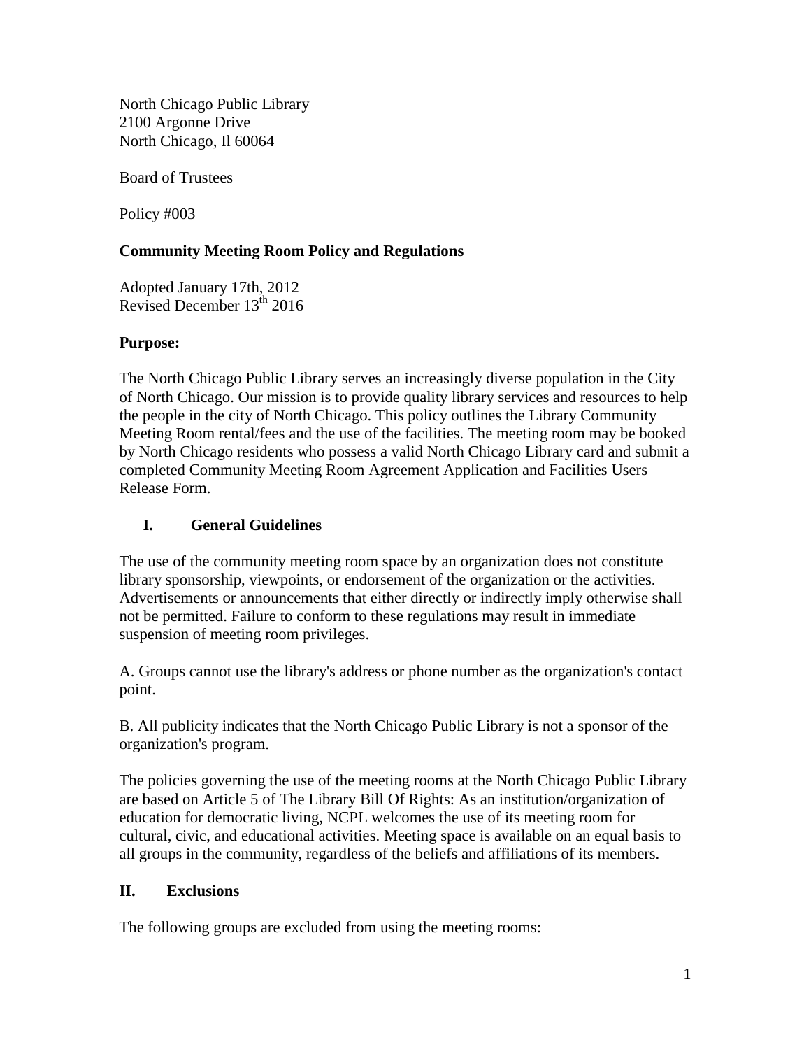North Chicago Public Library
2100 Argonne Drive
North Chicago, Il 60064

Board of Trustees

Policy #003

**Community Meeting Room Policy and Regulations**

Adopted January 17th, 2012
Revised December 13th 2016

**Purpose:**

The North Chicago Public Library serves an increasingly diverse population in the City of North Chicago. Our mission is to provide quality library services and resources to help the people in the city of North Chicago. This policy outlines the Library Community Meeting Room rental/fees and the use of the facilities. The meeting room may be booked by <u>North Chicago residents who possess a valid North Chicago Library card</u> and submit a completed Community Meeting Room Agreement Application and Facilities Users Release Form.

## I. General Guidelines

The use of the community meeting room space by an organization does not constitute library sponsorship, viewpoints, or endorsement of the organization or the activities. Advertisements or announcements that either directly or indirectly imply otherwise shall not be permitted. Failure to conform to these regulations may result in immediate suspension of meeting room privileges.

A. Groups cannot use the library's address or phone number as the organization's contact point.

B. All publicity indicates that the North Chicago Public Library is not a sponsor of the organization's program.

The policies governing the use of the meeting rooms at the North Chicago Public Library are based on Article 5 of The Library Bill Of Rights: As an institution/organization of education for democratic living, NCPL welcomes the use of its meeting room for cultural, civic, and educational activities. Meeting space is available on an equal basis to all groups in the community, regardless of the beliefs and affiliations of its members.

## II. Exclusions

The following groups are excluded from using the meeting rooms: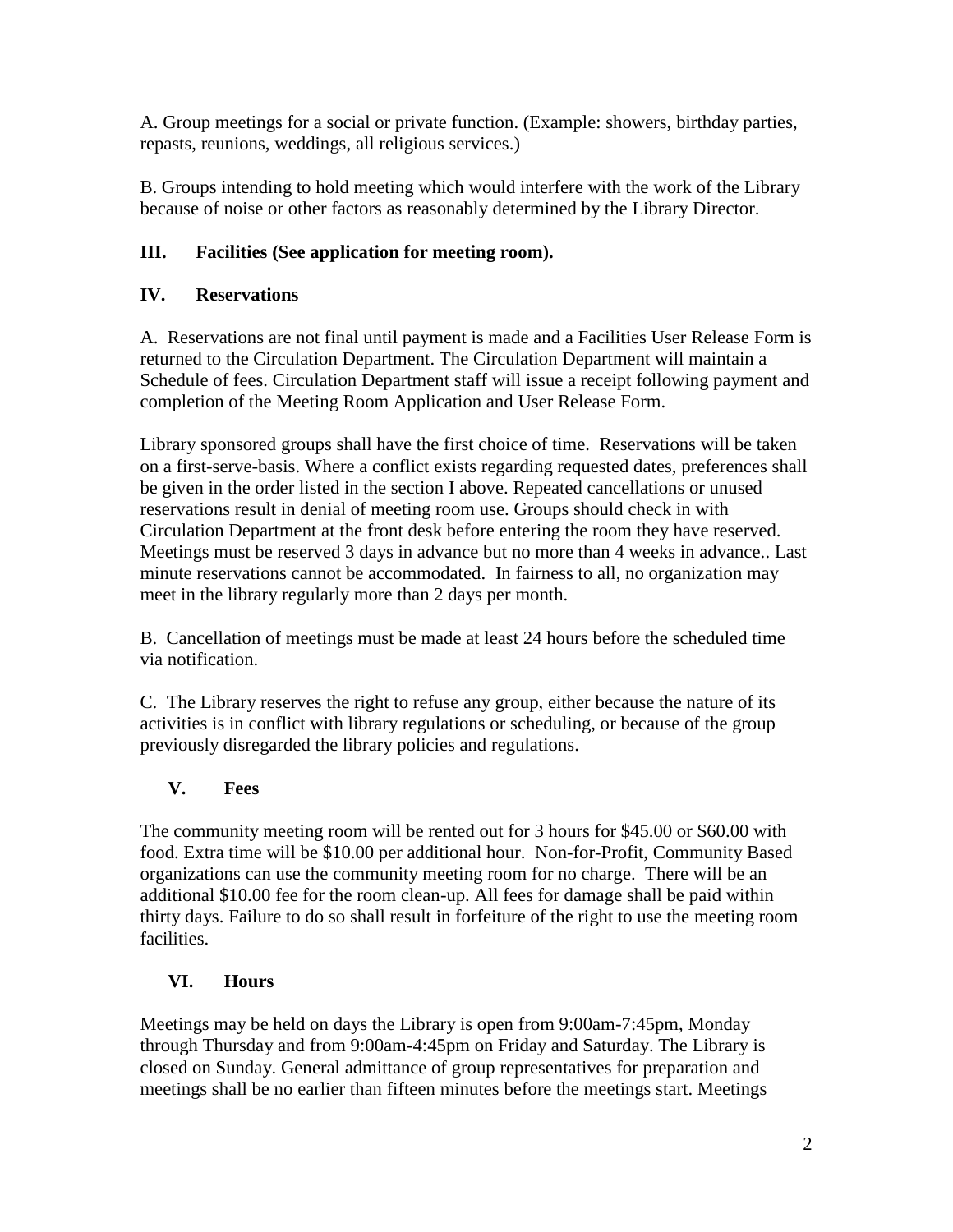A. Group meetings for a social or private function. (Example: showers, birthday parties, repasts, reunions, weddings, all religious services.)

B. Groups intending to hold meeting which would interfere with the work of the Library because of noise or other factors as reasonably determined by the Library Director.

## III. Facilities (See application for meeting room).

## IV. Reservations

A. Reservations are not final until payment is made and a Facilities User Release Form is returned to the Circulation Department. The Circulation Department will maintain a Schedule of fees. Circulation Department staff will issue a receipt following payment and completion of the Meeting Room Application and User Release Form.

Library sponsored groups shall have the first choice of time. Reservations will be taken on a first-serve-basis. Where a conflict exists regarding requested dates, preferences shall be given in the order listed in the section I above. Repeated cancellations or unused reservations result in denial of meeting room use. Groups should check in with Circulation Department at the front desk before entering the room they have reserved. Meetings must be reserved 3 days in advance but no more than 4 weeks in advance.. Last minute reservations cannot be accommodated. In fairness to all, no organization may meet in the library regularly more than 2 days per month.

B. Cancellation of meetings must be made at least 24 hours before the scheduled time via notification.

C. The Library reserves the right to refuse any group, either because the nature of its activities is in conflict with library regulations or scheduling, or because of the group previously disregarded the library policies and regulations.

## V. Fees

The community meeting room will be rented out for 3 hours for $45.00 or $60.00 with food. Extra time will be $10.00 per additional hour. Non-for-Profit, Community Based organizations can use the community meeting room for no charge. There will be an additional $10.00 fee for the room clean-up. All fees for damage shall be paid within thirty days. Failure to do so shall result in forfeiture of the right to use the meeting room facilities.

## VI. Hours

Meetings may be held on days the Library is open from 9:00am-7:45pm, Monday through Thursday and from 9:00am-4:45pm on Friday and Saturday. The Library is closed on Sunday. General admittance of group representatives for preparation and meetings shall be no earlier than fifteen minutes before the meetings start. Meetings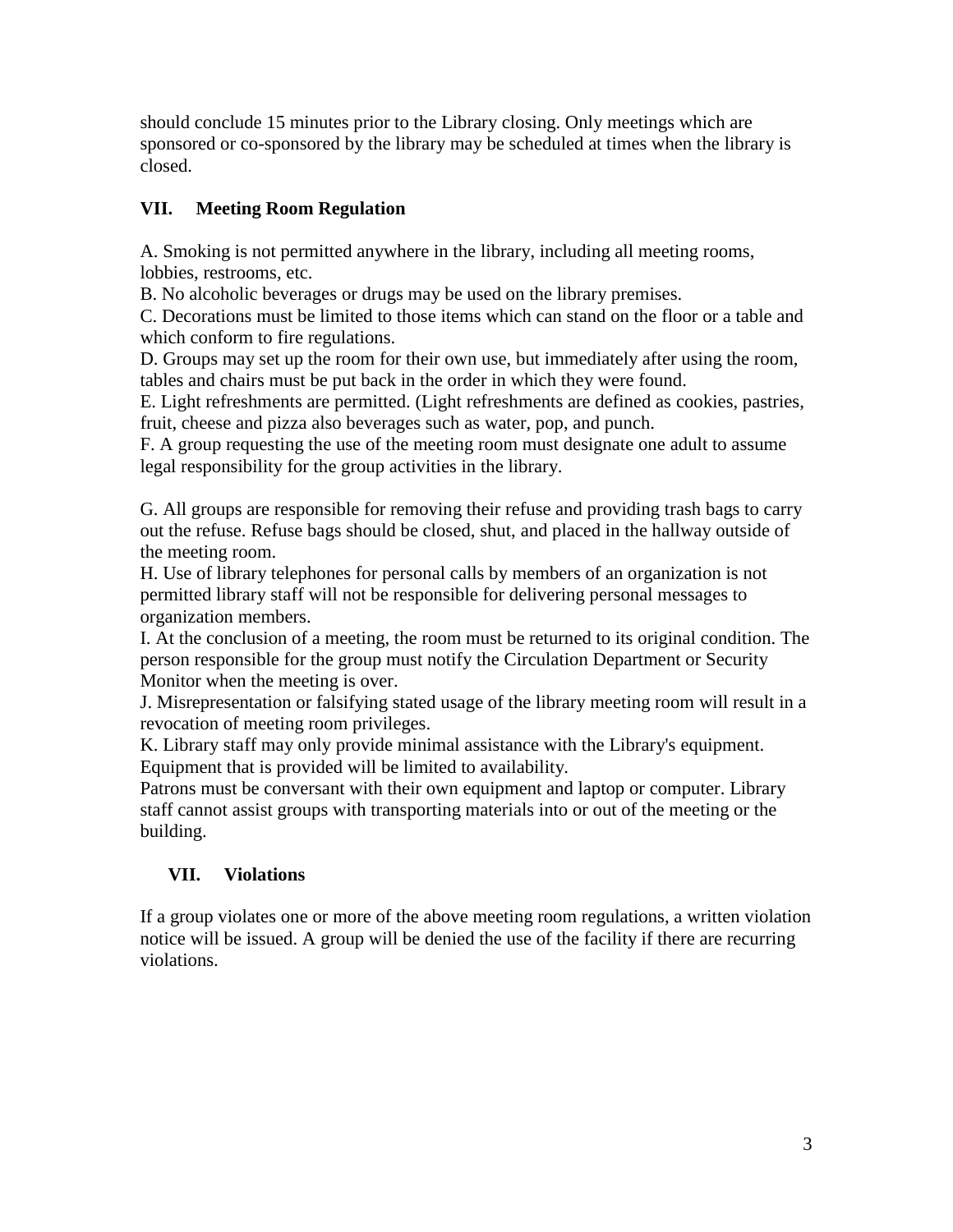should conclude 15 minutes prior to the Library closing. Only meetings which are sponsored or co-sponsored by the library may be scheduled at times when the library is closed.

## VII. Meeting Room Regulation

A. Smoking is not permitted anywhere in the library, including all meeting rooms, lobbies, restrooms, etc.
B. No alcoholic beverages or drugs may be used on the library premises.
C. Decorations must be limited to those items which can stand on the floor or a table and which conform to fire regulations.
D. Groups may set up the room for their own use, but immediately after using the room, tables and chairs must be put back in the order in which they were found.
E. Light refreshments are permitted. (Light refreshments are defined as cookies, pastries, fruit, cheese and pizza also beverages such as water, pop, and punch.
F. A group requesting the use of the meeting room must designate one adult to assume legal responsibility for the group activities in the library.

G. All groups are responsible for removing their refuse and providing trash bags to carry out the refuse. Refuse bags should be closed, shut, and placed in the hallway outside of the meeting room.
H. Use of library telephones for personal calls by members of an organization is not permitted library staff will not be responsible for delivering personal messages to organization members.
I. At the conclusion of a meeting, the room must be returned to its original condition. The person responsible for the group must notify the Circulation Department or Security Monitor when the meeting is over.
J. Misrepresentation or falsifying stated usage of the library meeting room will result in a revocation of meeting room privileges.
K. Library staff may only provide minimal assistance with the Library's equipment. Equipment that is provided will be limited to availability.
Patrons must be conversant with their own equipment and laptop or computer. Library staff cannot assist groups with transporting materials into or out of the meeting or the building.

## VII. Violations

If a group violates one or more of the above meeting room regulations, a written violation notice will be issued. A group will be denied the use of the facility if there are recurring violations.